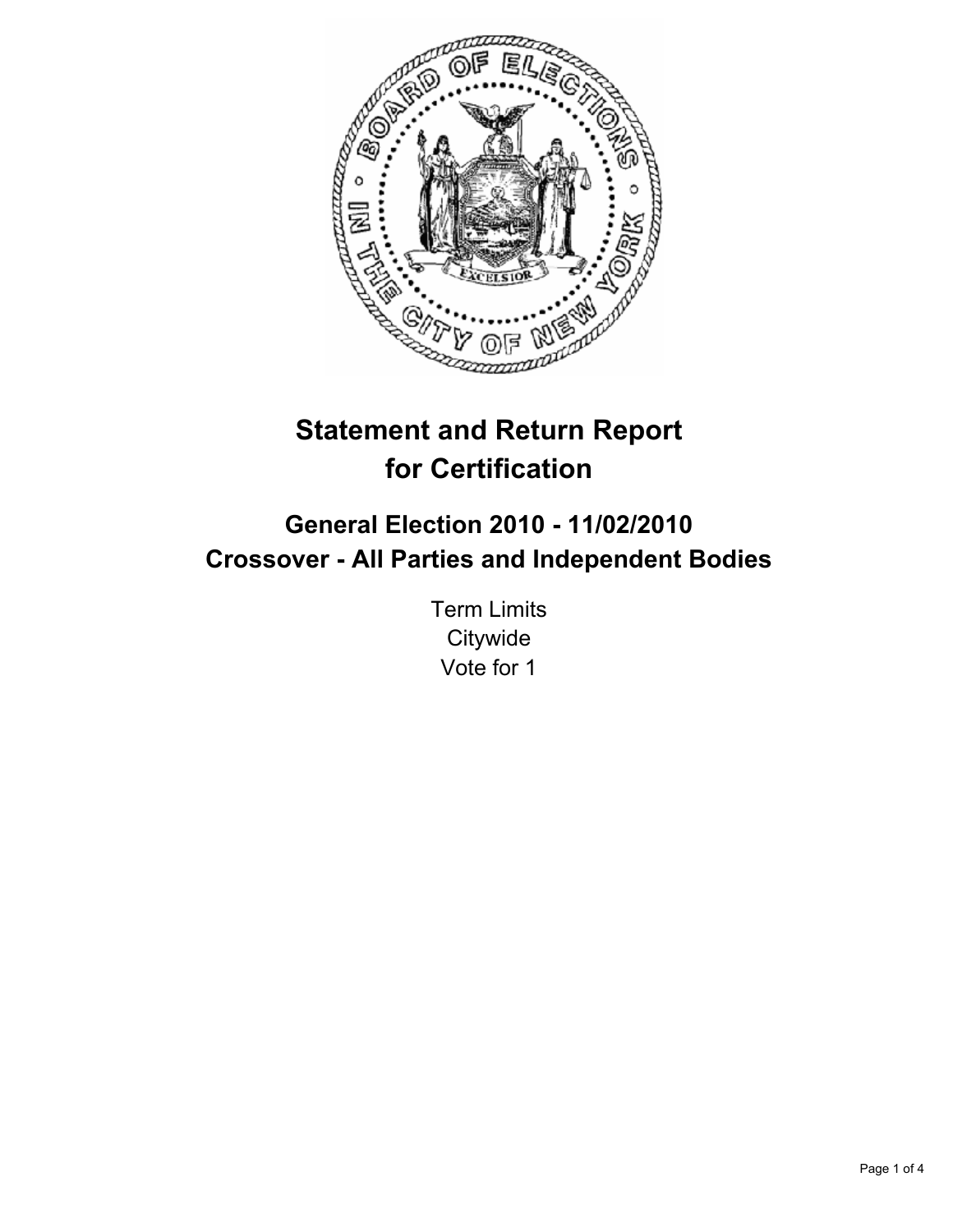# Statement and Return Report for Certification

## General Election 2010 - 11/02/2010
## Crossover - All Parties and Independent Bodies

Term Limits
Citywide
Vote for 1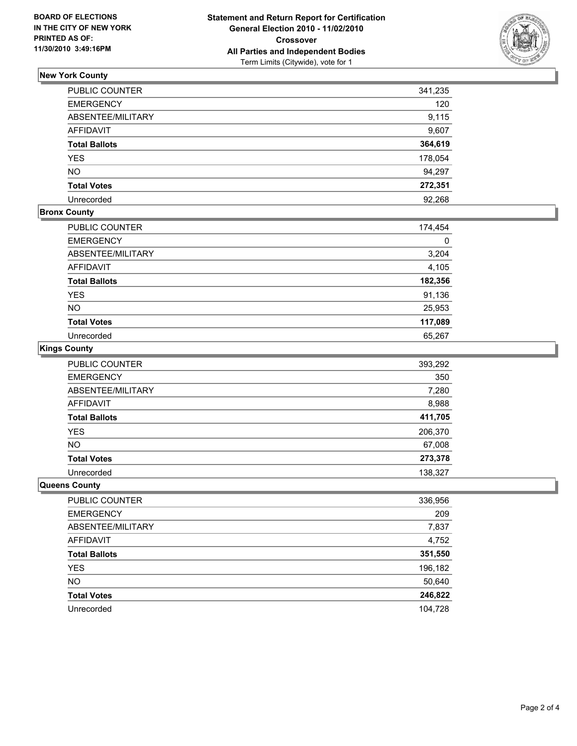**BOARD OF ELECTIONS IN THE CITY OF NEW YORK PRINTED AS OF: 11/30/2010 3:49:16PM**

**Statement and Return Report for Certification General Election 2010 - 11/02/2010 Crossover All Parties and Independent Bodies**
Term Limits (Citywide), vote for 1

### New York County

| | |
|---|---|
| PUBLIC COUNTER | 341,235 |
| EMERGENCY | 120 |
| ABSENTEE/MILITARY | 9,115 |
| AFFIDAVIT | 9,607 |
| **Total Ballots** | **364,619** |
| YES | 178,054 |
| NO | 94,297 |
| **Total Votes** | **272,351** |
| Unrecorded | 92,268 |

### Bronx County

| | |
|---|---|
| PUBLIC COUNTER | 174,454 |
| EMERGENCY | 0 |
| ABSENTEE/MILITARY | 3,204 |
| AFFIDAVIT | 4,105 |
| **Total Ballots** | **182,356** |
| YES | 91,136 |
| NO | 25,953 |
| **Total Votes** | **117,089** |
| Unrecorded | 65,267 |

### Kings County

| | |
|---|---|
| PUBLIC COUNTER | 393,292 |
| EMERGENCY | 350 |
| ABSENTEE/MILITARY | 7,280 |
| AFFIDAVIT | 8,988 |
| **Total Ballots** | **411,705** |
| YES | 206,370 |
| NO | 67,008 |
| **Total Votes** | **273,378** |
| Unrecorded | 138,327 |

### Queens County

| | |
|---|---|
| PUBLIC COUNTER | 336,956 |
| EMERGENCY | 209 |
| ABSENTEE/MILITARY | 7,837 |
| AFFIDAVIT | 4,752 |
| **Total Ballots** | **351,550** |
| YES | 196,182 |
| NO | 50,640 |
| **Total Votes** | **246,822** |
| Unrecorded | 104,728 |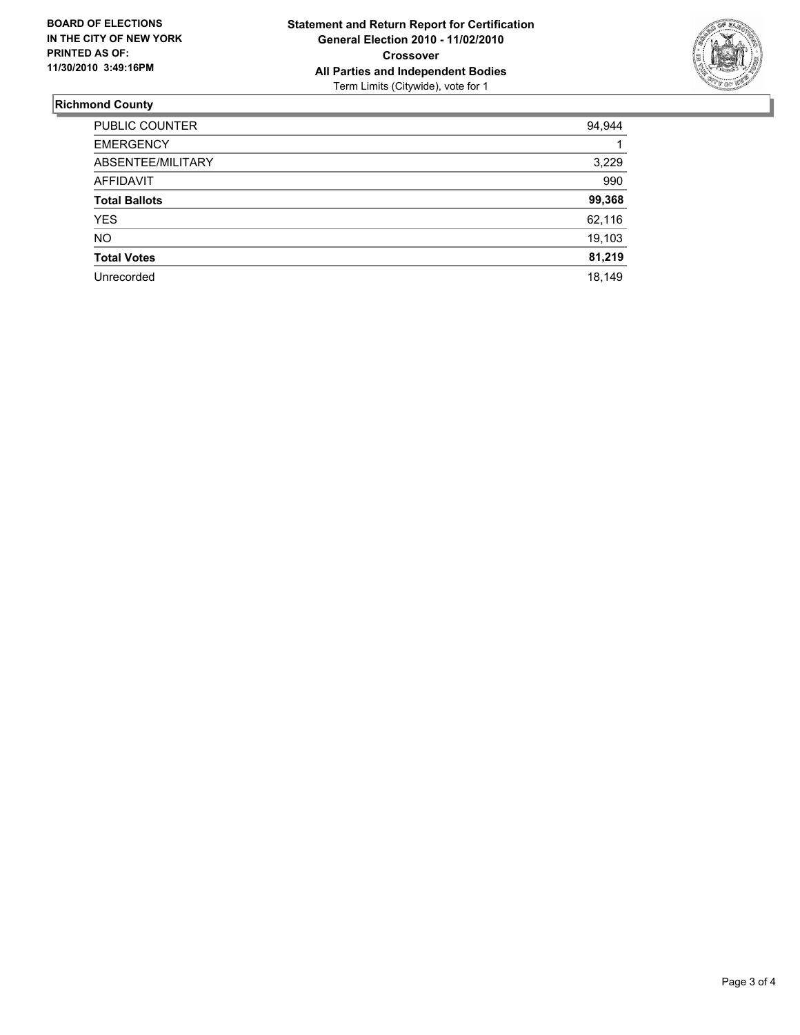**BOARD OF ELECTIONS IN THE CITY OF NEW YORK PRINTED AS OF: 11/30/2010 3:49:16PM**

**Statement and Return Report for Certification**
**General Election 2010 - 11/02/2010**
**Crossover**
**All Parties and Independent Bodies**
Term Limits (Citywide), vote for 1

## Richmond County

| | |
|---|---|
| PUBLIC COUNTER | 94,944 |
| EMERGENCY | 1 |
| ABSENTEE/MILITARY | 3,229 |
| AFFIDAVIT | 990 |
| **Total Ballots** | **99,368** |
| YES | 62,116 |
| NO | 19,103 |
| **Total Votes** | **81,219** |
| Unrecorded | 18,149 |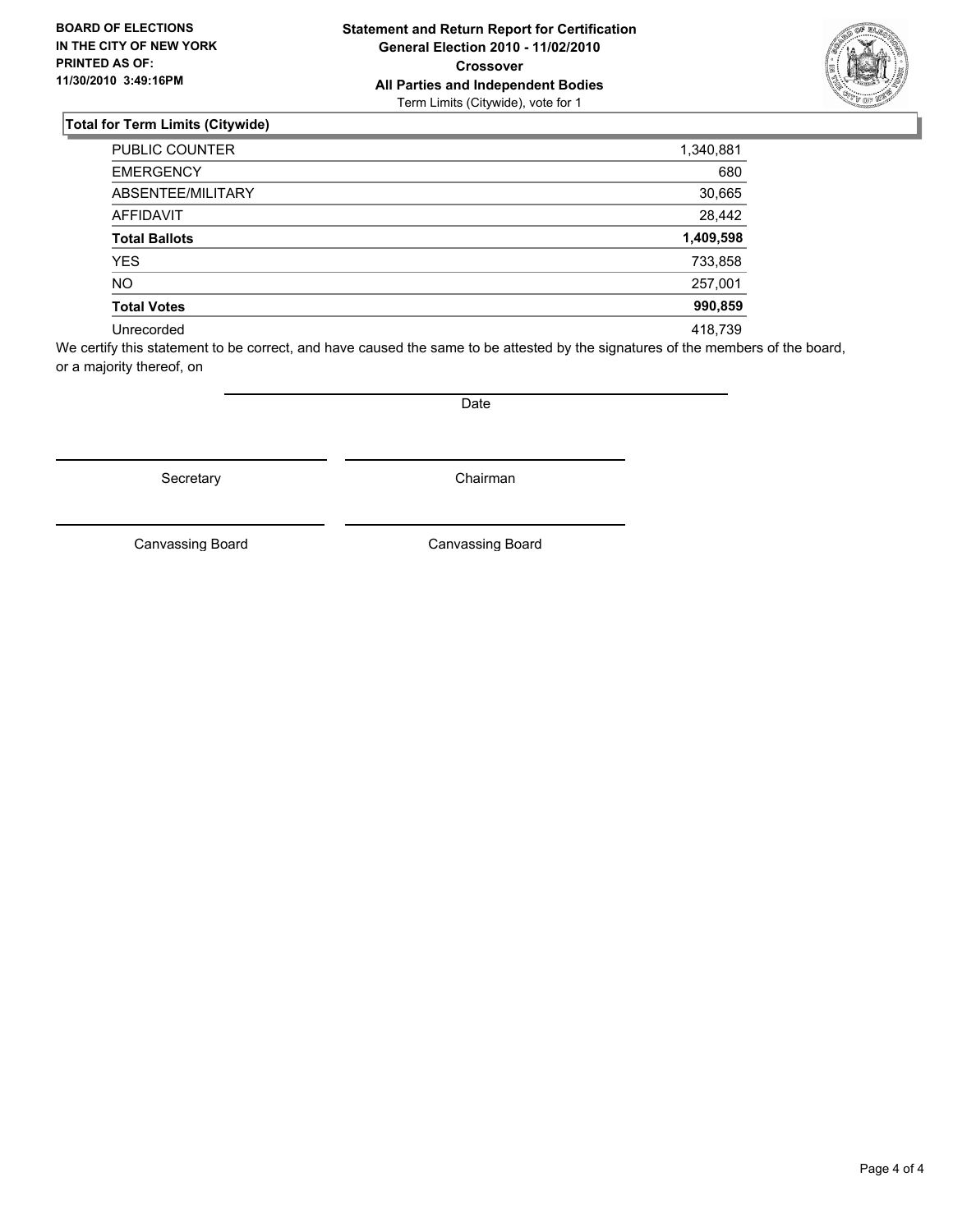**BOARD OF ELECTIONS IN THE CITY OF NEW YORK PRINTED AS OF: 11/30/2010 3:49:16PM**

**Statement and Return Report for Certification**
**General Election 2010 - 11/02/2010**
**Crossover**
**All Parties and Independent Bodies**
Term Limits (Citywide), vote for 1

## Total for Term Limits (Citywide)

| | |
|---|---|
| PUBLIC COUNTER | 1,340,881 |
| EMERGENCY | 680 |
| ABSENTEE/MILITARY | 30,665 |
| AFFIDAVIT | 28,442 |
| **Total Ballots** | **1,409,598** |
| YES | 733,858 |
| NO | 257,001 |
| **Total Votes** | **990,859** |
| Unrecorded | 418,739 |

We certify this statement to be correct, and have caused the same to be attested by the signatures of the members of the board, or a majority thereof, on

Date

Secretary

Chairman

Canvassing Board

Canvassing Board